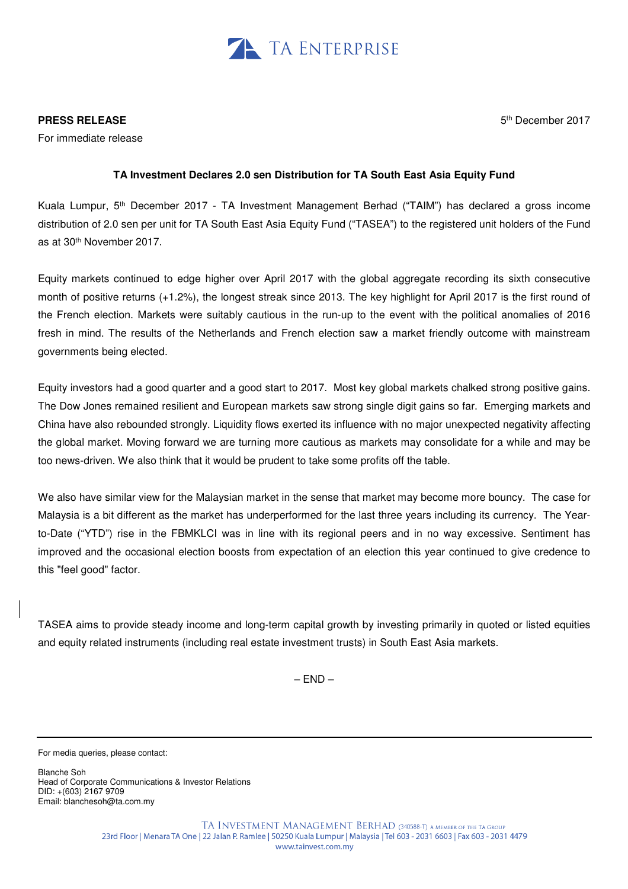**PRESS RELEASE**

For immediate release

5th December 2017

**TA Investment Declares 2.0 sen Distribution for TA South East Asia Equity Fund**

Kuala Lumpur, 5th December 2017 - TA Investment Management Berhad ("TAIM") has declared a gross income distribution of 2.0 sen per unit for TA South East Asia Equity Fund ("TASEA") to the registered unit holders of the Fund as at 30th November 2017.

Equity markets continued to edge higher over April 2017 with the global aggregate recording its sixth consecutive month of positive returns (+1.2%), the longest streak since 2013. The key highlight for April 2017 is the first round of the French election. Markets were suitably cautious in the run-up to the event with the political anomalies of 2016 fresh in mind. The results of the Netherlands and French election saw a market friendly outcome with mainstream governments being elected.

Equity investors had a good quarter and a good start to 2017. Most key global markets chalked strong positive gains. The Dow Jones remained resilient and European markets saw strong single digit gains so far. Emerging markets and China have also rebounded strongly. Liquidity flows exerted its influence with no major unexpected negativity affecting the global market. Moving forward we are turning more cautious as markets may consolidate for a while and may be too news-driven. We also think that it would be prudent to take some profits off the table.

We also have similar view for the Malaysian market in the sense that market may become more bouncy. The case for Malaysia is a bit different as the market has underperformed for the last three years including its currency. The Year-to-Date ("YTD") rise in the FBMKLCI was in line with its regional peers and in no way excessive. Sentiment has improved and the occasional election boosts from expectation of an election this year continued to give credence to this "feel good" factor.

TASEA aims to provide steady income and long-term capital growth by investing primarily in quoted or listed equities and equity related instruments (including real estate investment trusts) in South East Asia markets.

– END –

---

For media queries, please contact:

Blanche Soh  
Head of Corporate Communications & Investor Relations  
DID: +(603) 2167 9709  
Email: blanchesoh@ta.com.my

TA INVESTMENT MANAGEMENT BERHAD (340588-T) A MEMBER OF THE TA GROUP  
23rd Floor | Menara TA One | 22 Jalan P. Ramlee | 50250 Kuala Lumpur | Malaysia | Tel 603 - 2031 6603 | Fax 603 - 2031 4479  
www.tainvest.com.my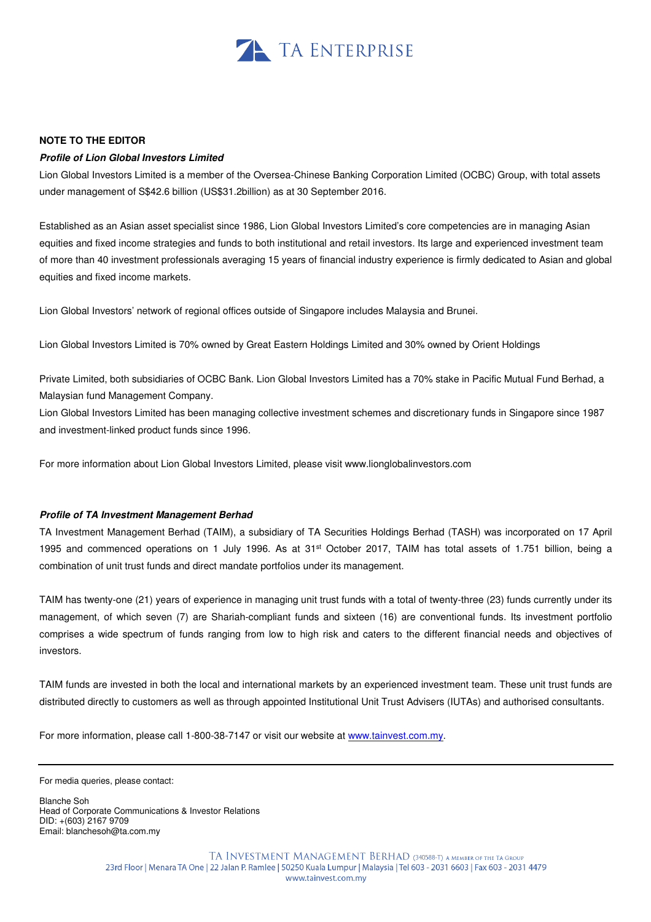**NOTE TO THE EDITOR**

***Profile of Lion Global Investors Limited***

Lion Global Investors Limited is a member of the Oversea-Chinese Banking Corporation Limited (OCBC) Group, with total assets under management of S$42.6 billion (US$31.2billion) as at 30 September 2016.

Established as an Asian asset specialist since 1986, Lion Global Investors Limited's core competencies are in managing Asian equities and fixed income strategies and funds to both institutional and retail investors. Its large and experienced investment team of more than 40 investment professionals averaging 15 years of financial industry experience is firmly dedicated to Asian and global equities and fixed income markets.

Lion Global Investors' network of regional offices outside of Singapore includes Malaysia and Brunei.

Lion Global Investors Limited is 70% owned by Great Eastern Holdings Limited and 30% owned by Orient Holdings

Private Limited, both subsidiaries of OCBC Bank. Lion Global Investors Limited has a 70% stake in Pacific Mutual Fund Berhad, a Malaysian fund Management Company.

Lion Global Investors Limited has been managing collective investment schemes and discretionary funds in Singapore since 1987 and investment-linked product funds since 1996.

For more information about Lion Global Investors Limited, please visit www.lionglobalinvestors.com

***Profile of TA Investment Management Berhad***

TA Investment Management Berhad (TAIM), a subsidiary of TA Securities Holdings Berhad (TASH) was incorporated on 17 April 1995 and commenced operations on 1 July 1996. As at 31st October 2017, TAIM has total assets of 1.751 billion, being a combination of unit trust funds and direct mandate portfolios under its management.

TAIM has twenty-one (21) years of experience in managing unit trust funds with a total of twenty-three (23) funds currently under its management, of which seven (7) are Shariah-compliant funds and sixteen (16) are conventional funds. Its investment portfolio comprises a wide spectrum of funds ranging from low to high risk and caters to the different financial needs and objectives of investors.

TAIM funds are invested in both the local and international markets by an experienced investment team. These unit trust funds are distributed directly to customers as well as through appointed Institutional Unit Trust Advisers (IUTAs) and authorised consultants.

For more information, please call 1-800-38-7147 or visit our website at www.tainvest.com.my.

---

For media queries, please contact:

Blanche Soh
Head of Corporate Communications & Investor Relations
DID: +(603) 2167 9709
Email: blanchesoh@ta.com.my